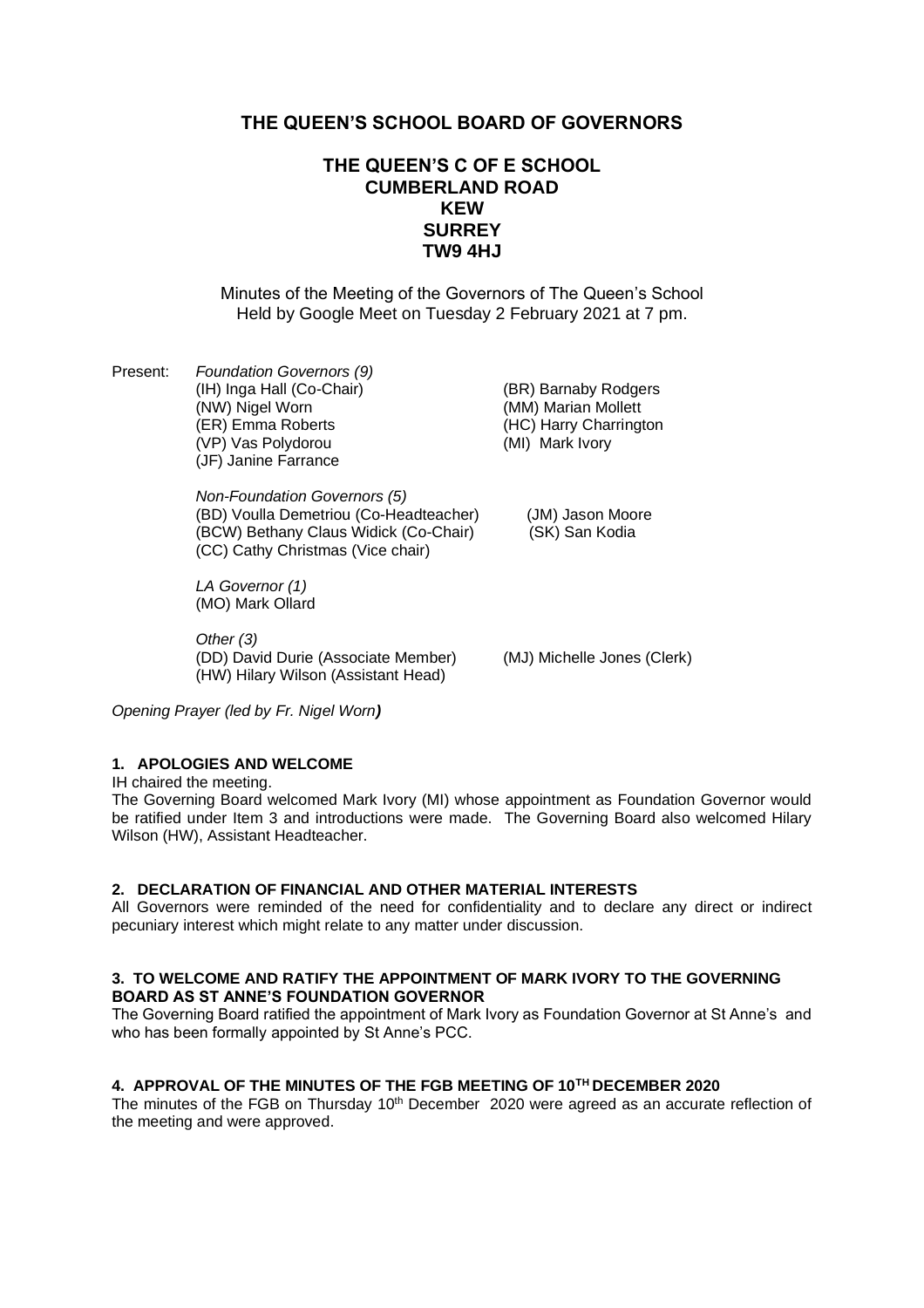# THE QUEEN'S SCHOOL BOARD OF GOVERNORS

## THE QUEEN'S C OF E SCHOOL
## CUMBERLAND ROAD
## KEW
## SURREY
## TW9 4HJ

Minutes of the Meeting of the Governors of The Queen's School Held by Google Meet on Tuesday 2 February 2021 at 7 pm.

Present: *Foundation Governors (9)*

(IH) Inga Hall (Co-Chair)
(BR) Barnaby Rodgers
(NW) Nigel Worn
(MM) Marian Mollett
(ER) Emma Roberts
(HC) Harry Charrington
(VP) Vas Polydorou
(MI) Mark Ivory
(JF) Janine Farrance

*Non-Foundation Governors (5)*

(BD) Voulla Demetriou (Co-Headteacher)
(JM) Jason Moore
(BCW) Bethany Claus Widick (Co-Chair)
(SK) San Kodia
(CC) Cathy Christmas (Vice chair)

*LA Governor (1)*

(MO) Mark Ollard

*Other (3)*

(DD) David Durie (Associate Member)
(MJ) Michelle Jones (Clerk)
(HW) Hilary Wilson (Assistant Head)

*Opening Prayer (led by Fr. Nigel Worn)*

### 1. APOLOGIES AND WELCOME

IH chaired the meeting.

The Governing Board welcomed Mark Ivory (MI) whose appointment as Foundation Governor would be ratified under Item 3 and introductions were made. The Governing Board also welcomed Hilary Wilson (HW), Assistant Headteacher.

### 2. DECLARATION OF FINANCIAL AND OTHER MATERIAL INTERESTS

All Governors were reminded of the need for confidentiality and to declare any direct or indirect pecuniary interest which might relate to any matter under discussion.

### 3. TO WELCOME AND RATIFY THE APPOINTMENT OF MARK IVORY TO THE GOVERNING BOARD AS ST ANNE'S FOUNDATION GOVERNOR

The Governing Board ratified the appointment of Mark Ivory as Foundation Governor at St Anne's and who has been formally appointed by St Anne's PCC.

### 4. APPROVAL OF THE MINUTES OF THE FGB MEETING OF 10TH DECEMBER 2020

The minutes of the FGB on Thursday 10th December 2020 were agreed as an accurate reflection of the meeting and were approved.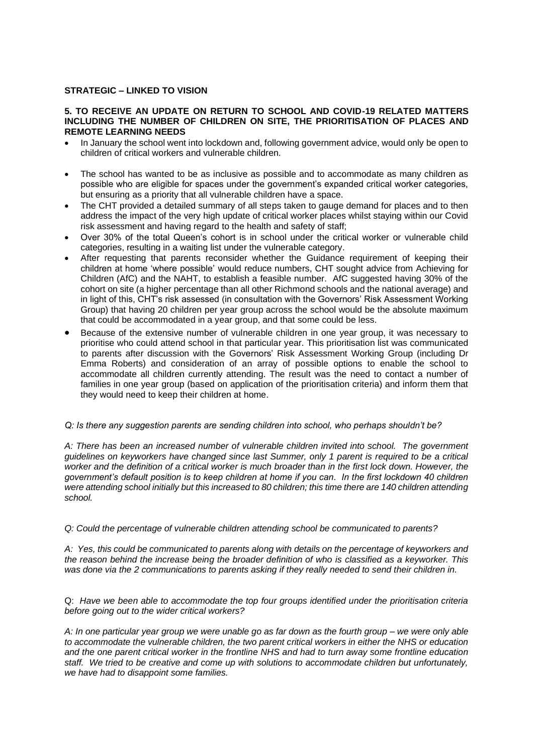**STRATEGIC – LINKED TO VISION**

**5. TO RECEIVE AN UPDATE ON RETURN TO SCHOOL AND COVID-19 RELATED MATTERS INCLUDING THE NUMBER OF CHILDREN ON SITE, THE PRIORITISATION OF PLACES AND REMOTE LEARNING NEEDS**

- In January the school went into lockdown and, following government advice, would only be open to children of critical workers and vulnerable children.
- The school has wanted to be as inclusive as possible and to accommodate as many children as possible who are eligible for spaces under the government's expanded critical worker categories, but ensuring as a priority that all vulnerable children have a space.
- The CHT provided a detailed summary of all steps taken to gauge demand for places and to then address the impact of the very high update of critical worker places whilst staying within our Covid risk assessment and having regard to the health and safety of staff;
- Over 30% of the total Queen's cohort is in school under the critical worker or vulnerable child categories, resulting in a waiting list under the vulnerable category.
- After requesting that parents reconsider whether the Guidance requirement of keeping their children at home 'where possible' would reduce numbers, CHT sought advice from Achieving for Children (AfC) and the NAHT, to establish a feasible number. AfC suggested having 30% of the cohort on site (a higher percentage than all other Richmond schools and the national average) and in light of this, CHT's risk assessed (in consultation with the Governors' Risk Assessment Working Group) that having 20 children per year group across the school would be the absolute maximum that could be accommodated in a year group, and that some could be less.
- Because of the extensive number of vulnerable children in one year group, it was necessary to prioritise who could attend school in that particular year. This prioritisation list was communicated to parents after discussion with the Governors' Risk Assessment Working Group (including Dr Emma Roberts) and consideration of an array of possible options to enable the school to accommodate all children currently attending. The result was the need to contact a number of families in one year group (based on application of the prioritisation criteria) and inform them that they would need to keep their children at home.

*Q: Is there any suggestion parents are sending children into school, who perhaps shouldn't be?*

*A: There has been an increased number of vulnerable children invited into school. The government guidelines on keyworkers have changed since last Summer, only 1 parent is required to be a critical worker and the definition of a critical worker is much broader than in the first lock down. However, the government's default position is to keep children at home if you can. In the first lockdown 40 children were attending school initially but this increased to 80 children; this time there are 140 children attending school.*

*Q: Could the percentage of vulnerable children attending school be communicated to parents?*

*A: Yes, this could be communicated to parents along with details on the percentage of keyworkers and the reason behind the increase being the broader definition of who is classified as a keyworker. This was done via the 2 communications to parents asking if they really needed to send their children in.*

Q: *Have we been able to accommodate the top four groups identified under the prioritisation criteria before going out to the wider critical workers?*

*A: In one particular year group we were unable go as far down as the fourth group – we were only able to accommodate the vulnerable children, the two parent critical workers in either the NHS or education and the one parent critical worker in the frontline NHS and had to turn away some frontline education staff. We tried to be creative and come up with solutions to accommodate children but unfortunately, we have had to disappoint some families.*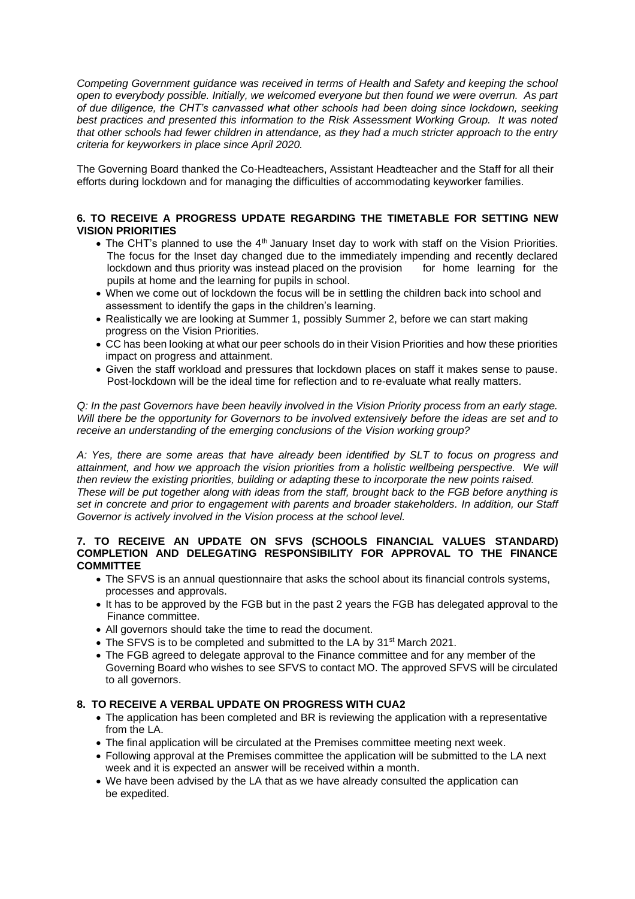*Competing Government guidance was received in terms of Health and Safety and keeping the school open to everybody possible. Initially, we welcomed everyone but then found we were overrun. As part of due diligence, the CHT's canvassed what other schools had been doing since lockdown, seeking best practices and presented this information to the Risk Assessment Working Group. It was noted that other schools had fewer children in attendance, as they had a much stricter approach to the entry criteria for keyworkers in place since April 2020.*

The Governing Board thanked the Co-Headteachers, Assistant Headteacher and the Staff for all their efforts during lockdown and for managing the difficulties of accommodating keyworker families.

**6. TO RECEIVE A PROGRESS UPDATE REGARDING THE TIMETABLE FOR SETTING NEW VISION PRIORITIES**

- The CHT's planned to use the 4th January Inset day to work with staff on the Vision Priorities. The focus for the Inset day changed due to the immediately impending and recently declared lockdown and thus priority was instead placed on the provision for home learning for the pupils at home and the learning for pupils in school.
- When we come out of lockdown the focus will be in settling the children back into school and assessment to identify the gaps in the children's learning.
- Realistically we are looking at Summer 1, possibly Summer 2, before we can start making progress on the Vision Priorities.
- CC has been looking at what our peer schools do in their Vision Priorities and how these priorities impact on progress and attainment.
- Given the staff workload and pressures that lockdown places on staff it makes sense to pause. Post-lockdown will be the ideal time for reflection and to re-evaluate what really matters.

*Q: In the past Governors have been heavily involved in the Vision Priority process from an early stage. Will there be the opportunity for Governors to be involved extensively before the ideas are set and to receive an understanding of the emerging conclusions of the Vision working group?*

*A: Yes, there are some areas that have already been identified by SLT to focus on progress and attainment, and how we approach the vision priorities from a holistic wellbeing perspective. We will then review the existing priorities, building or adapting these to incorporate the new points raised. These will be put together along with ideas from the staff, brought back to the FGB before anything is set in concrete and prior to engagement with parents and broader stakeholders. In addition, our Staff Governor is actively involved in the Vision process at the school level.*

**7. TO RECEIVE AN UPDATE ON SFVS (SCHOOLS FINANCIAL VALUES STANDARD) COMPLETION AND DELEGATING RESPONSIBILITY FOR APPROVAL TO THE FINANCE COMMITTEE**

- The SFVS is an annual questionnaire that asks the school about its financial controls systems, processes and approvals.
- It has to be approved by the FGB but in the past 2 years the FGB has delegated approval to the Finance committee.
- All governors should take the time to read the document.
- The SFVS is to be completed and submitted to the LA by 31st March 2021.
- The FGB agreed to delegate approval to the Finance committee and for any member of the Governing Board who wishes to see SFVS to contact MO. The approved SFVS will be circulated to all governors.

**8. TO RECEIVE A VERBAL UPDATE ON PROGRESS WITH CUA2**

- The application has been completed and BR is reviewing the application with a representative from the LA.
- The final application will be circulated at the Premises committee meeting next week.
- Following approval at the Premises committee the application will be submitted to the LA next week and it is expected an answer will be received within a month.
- We have been advised by the LA that as we have already consulted the application can be expedited.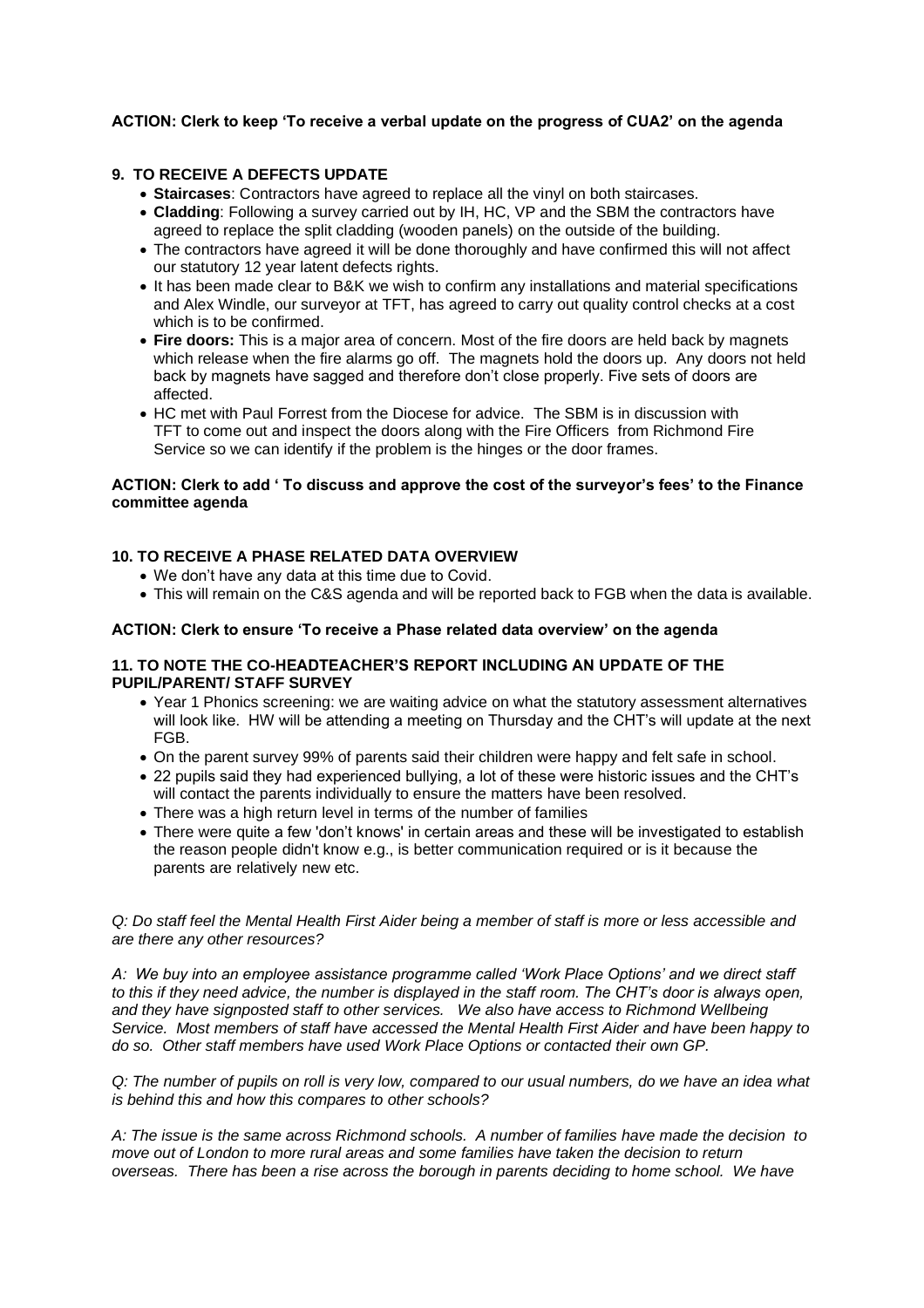**ACTION: Clerk to keep 'To receive a verbal update on the progress of CUA2' on the agenda**

## 9. TO RECEIVE A DEFECTS UPDATE

- **Staircases**: Contractors have agreed to replace all the vinyl on both staircases.
- **Cladding**: Following a survey carried out by IH, HC, VP and the SBM the contractors have agreed to replace the split cladding (wooden panels) on the outside of the building.
- The contractors have agreed it will be done thoroughly and have confirmed this will not affect our statutory 12 year latent defects rights.
- It has been made clear to B&K we wish to confirm any installations and material specifications and Alex Windle, our surveyor at TFT, has agreed to carry out quality control checks at a cost which is to be confirmed.
- **Fire doors:** This is a major area of concern. Most of the fire doors are held back by magnets which release when the fire alarms go off. The magnets hold the doors up. Any doors not held back by magnets have sagged and therefore don't close properly. Five sets of doors are affected.
- HC met with Paul Forrest from the Diocese for advice. The SBM is in discussion with TFT to come out and inspect the doors along with the Fire Officers from Richmond Fire Service so we can identify if the problem is the hinges or the door frames.

**ACTION: Clerk to add ' To discuss and approve the cost of the surveyor's fees' to the Finance committee agenda**

## 10. TO RECEIVE A PHASE RELATED DATA OVERVIEW

- We don't have any data at this time due to Covid.
- This will remain on the C&S agenda and will be reported back to FGB when the data is available.

**ACTION: Clerk to ensure 'To receive a Phase related data overview' on the agenda**

## 11. TO NOTE THE CO-HEADTEACHER'S REPORT INCLUDING AN UPDATE OF THE PUPIL/PARENT/ STAFF SURVEY

- Year 1 Phonics screening: we are waiting advice on what the statutory assessment alternatives will look like. HW will be attending a meeting on Thursday and the CHT's will update at the next FGB.
- On the parent survey 99% of parents said their children were happy and felt safe in school.
- 22 pupils said they had experienced bullying, a lot of these were historic issues and the CHT's will contact the parents individually to ensure the matters have been resolved.
- There was a high return level in terms of the number of families
- There were quite a few 'don't knows' in certain areas and these will be investigated to establish the reason people didn't know e.g., is better communication required or is it because the parents are relatively new etc.

*Q: Do staff feel the Mental Health First Aider being a member of staff is more or less accessible and are there any other resources?*

*A: We buy into an employee assistance programme called 'Work Place Options' and we direct staff to this if they need advice, the number is displayed in the staff room. The CHT's door is always open, and they have signposted staff to other services. We also have access to Richmond Wellbeing Service. Most members of staff have accessed the Mental Health First Aider and have been happy to do so. Other staff members have used Work Place Options or contacted their own GP.*

*Q: The number of pupils on roll is very low, compared to our usual numbers, do we have an idea what is behind this and how this compares to other schools?*

*A: The issue is the same across Richmond schools. A number of families have made the decision to move out of London to more rural areas and some families have taken the decision to return overseas. There has been a rise across the borough in parents deciding to home school. We have*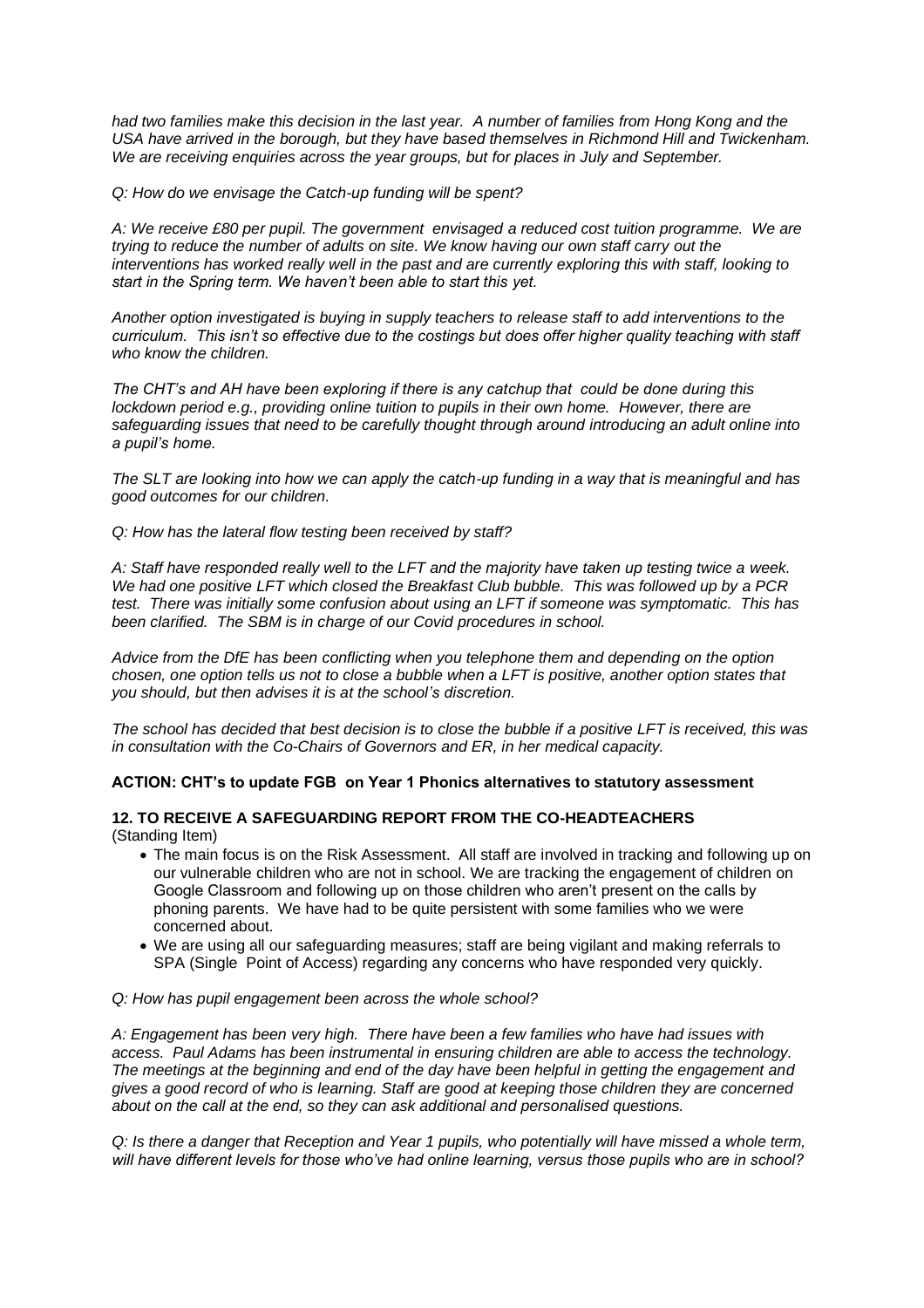*had two families make this decision in the last year. A number of families from Hong Kong and the USA have arrived in the borough, but they have based themselves in Richmond Hill and Twickenham. We are receiving enquiries across the year groups, but for places in July and September.*

*Q: How do we envisage the Catch-up funding will be spent?*

*A: We receive £80 per pupil. The government envisaged a reduced cost tuition programme. We are trying to reduce the number of adults on site. We know having our own staff carry out the interventions has worked really well in the past and are currently exploring this with staff, looking to start in the Spring term. We haven't been able to start this yet.*

*Another option investigated is buying in supply teachers to release staff to add interventions to the curriculum. This isn't so effective due to the costings but does offer higher quality teaching with staff who know the children.*

*The CHT's and AH have been exploring if there is any catchup that could be done during this lockdown period e.g., providing online tuition to pupils in their own home. However, there are safeguarding issues that need to be carefully thought through around introducing an adult online into a pupil's home.*

*The SLT are looking into how we can apply the catch-up funding in a way that is meaningful and has good outcomes for our children.*

*Q: How has the lateral flow testing been received by staff?*

*A: Staff have responded really well to the LFT and the majority have taken up testing twice a week. We had one positive LFT which closed the Breakfast Club bubble. This was followed up by a PCR test. There was initially some confusion about using an LFT if someone was symptomatic. This has been clarified. The SBM is in charge of our Covid procedures in school.*

*Advice from the DfE has been conflicting when you telephone them and depending on the option chosen, one option tells us not to close a bubble when a LFT is positive, another option states that you should, but then advises it is at the school's discretion.*

*The school has decided that best decision is to close the bubble if a positive LFT is received, this was in consultation with the Co-Chairs of Governors and ER, in her medical capacity.*

**ACTION: CHT's to update FGB on Year 1 Phonics alternatives to statutory assessment**

**12. TO RECEIVE A SAFEGUARDING REPORT FROM THE CO-HEADTEACHERS**
(Standing Item)

- The main focus is on the Risk Assessment. All staff are involved in tracking and following up on our vulnerable children who are not in school. We are tracking the engagement of children on Google Classroom and following up on those children who aren't present on the calls by phoning parents. We have had to be quite persistent with some families who we were concerned about.
- We are using all our safeguarding measures; staff are being vigilant and making referrals to SPA (Single Point of Access) regarding any concerns who have responded very quickly.

*Q: How has pupil engagement been across the whole school?*

*A: Engagement has been very high. There have been a few families who have had issues with access. Paul Adams has been instrumental in ensuring children are able to access the technology. The meetings at the beginning and end of the day have been helpful in getting the engagement and gives a good record of who is learning. Staff are good at keeping those children they are concerned about on the call at the end, so they can ask additional and personalised questions.*

*Q: Is there a danger that Reception and Year 1 pupils, who potentially will have missed a whole term, will have different levels for those who've had online learning, versus those pupils who are in school?*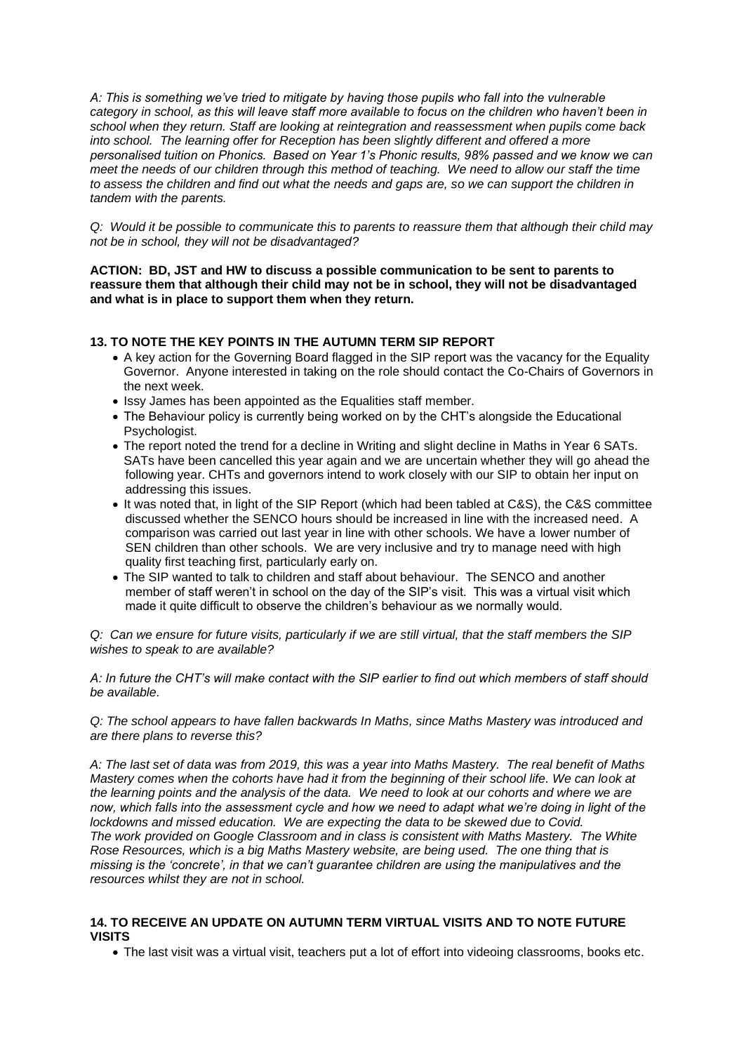*A: This is something we've tried to mitigate by having those pupils who fall into the vulnerable category in school, as this will leave staff more available to focus on the children who haven't been in school when they return. Staff are looking at reintegration and reassessment when pupils come back into school. The learning offer for Reception has been slightly different and offered a more personalised tuition on Phonics. Based on Year 1's Phonic results, 98% passed and we know we can meet the needs of our children through this method of teaching. We need to allow our staff the time to assess the children and find out what the needs and gaps are, so we can support the children in tandem with the parents.*

*Q: Would it be possible to communicate this to parents to reassure them that although their child may not be in school, they will not be disadvantaged?*

**ACTION: BD, JST and HW to discuss a possible communication to be sent to parents to reassure them that although their child may not be in school, they will not be disadvantaged and what is in place to support them when they return.**

### 13. TO NOTE THE KEY POINTS IN THE AUTUMN TERM SIP REPORT

- A key action for the Governing Board flagged in the SIP report was the vacancy for the Equality Governor. Anyone interested in taking on the role should contact the Co-Chairs of Governors in the next week.
- Issy James has been appointed as the Equalities staff member.
- The Behaviour policy is currently being worked on by the CHT's alongside the Educational Psychologist.
- The report noted the trend for a decline in Writing and slight decline in Maths in Year 6 SATs. SATs have been cancelled this year again and we are uncertain whether they will go ahead the following year. CHTs and governors intend to work closely with our SIP to obtain her input on addressing this issues.
- It was noted that, in light of the SIP Report (which had been tabled at C&S), the C&S committee discussed whether the SENCO hours should be increased in line with the increased need. A comparison was carried out last year in line with other schools. We have a lower number of SEN children than other schools. We are very inclusive and try to manage need with high quality first teaching first, particularly early on.
- The SIP wanted to talk to children and staff about behaviour. The SENCO and another member of staff weren't in school on the day of the SIP's visit. This was a virtual visit which made it quite difficult to observe the children's behaviour as we normally would.

*Q: Can we ensure for future visits, particularly if we are still virtual, that the staff members the SIP wishes to speak to are available?*

*A: In future the CHT's will make contact with the SIP earlier to find out which members of staff should be available.*

*Q: The school appears to have fallen backwards In Maths, since Maths Mastery was introduced and are there plans to reverse this?*

*A: The last set of data was from 2019, this was a year into Maths Mastery. The real benefit of Maths Mastery comes when the cohorts have had it from the beginning of their school life. We can look at the learning points and the analysis of the data. We need to look at our cohorts and where we are now, which falls into the assessment cycle and how we need to adapt what we're doing in light of the lockdowns and missed education. We are expecting the data to be skewed due to Covid.*
*The work provided on Google Classroom and in class is consistent with Maths Mastery. The White Rose Resources, which is a big Maths Mastery website, are being used. The one thing that is missing is the 'concrete', in that we can't guarantee children are using the manipulatives and the resources whilst they are not in school.*

### 14. TO RECEIVE AN UPDATE ON AUTUMN TERM VIRTUAL VISITS AND TO NOTE FUTURE VISITS

- The last visit was a virtual visit, teachers put a lot of effort into videoing classrooms, books etc.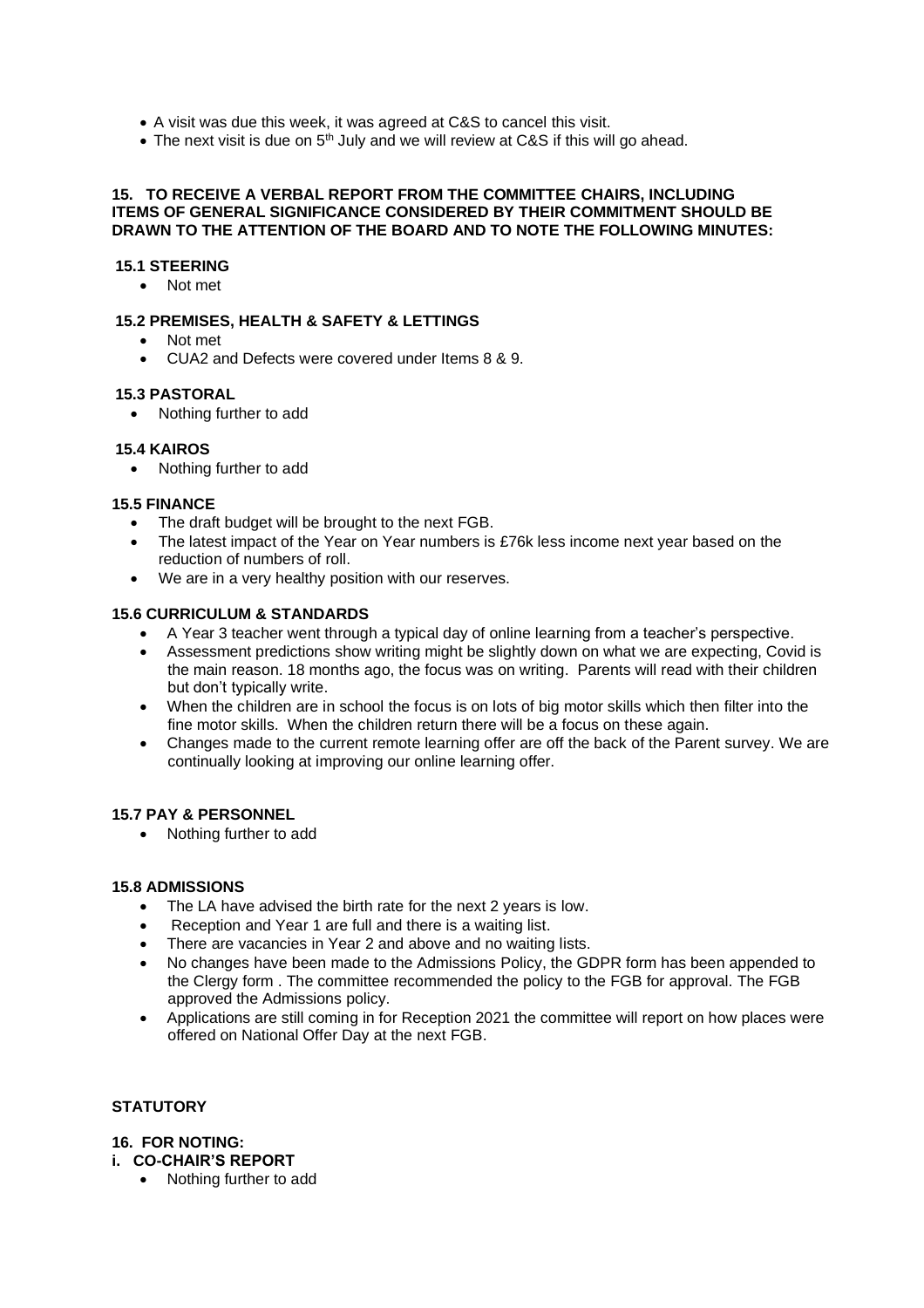- A visit was due this week, it was agreed at C&S to cancel this visit.
- The next visit is due on 5th July and we will review at C&S if this will go ahead.

**15. TO RECEIVE A VERBAL REPORT FROM THE COMMITTEE CHAIRS, INCLUDING ITEMS OF GENERAL SIGNIFICANCE CONSIDERED BY THEIR COMMITMENT SHOULD BE DRAWN TO THE ATTENTION OF THE BOARD AND TO NOTE THE FOLLOWING MINUTES:**

**15.1 STEERING**

- Not met

**15.2 PREMISES, HEALTH & SAFETY & LETTINGS**

- Not met
- CUA2 and Defects were covered under Items 8 & 9.

**15.3 PASTORAL**

- Nothing further to add

**15.4 KAIROS**

- Nothing further to add

**15.5 FINANCE**

- The draft budget will be brought to the next FGB.
- The latest impact of the Year on Year numbers is £76k less income next year based on the reduction of numbers of roll.
- We are in a very healthy position with our reserves.

**15.6 CURRICULUM & STANDARDS**

- A Year 3 teacher went through a typical day of online learning from a teacher's perspective.
- Assessment predictions show writing might be slightly down on what we are expecting, Covid is the main reason. 18 months ago, the focus was on writing. Parents will read with their children but don't typically write.
- When the children are in school the focus is on lots of big motor skills which then filter into the fine motor skills. When the children return there will be a focus on these again.
- Changes made to the current remote learning offer are off the back of the Parent survey. We are continually looking at improving our online learning offer.

**15.7 PAY & PERSONNEL**

- Nothing further to add

**15.8 ADMISSIONS**

- The LA have advised the birth rate for the next 2 years is low.
- Reception and Year 1 are full and there is a waiting list.
- There are vacancies in Year 2 and above and no waiting lists.
- No changes have been made to the Admissions Policy, the GDPR form has been appended to the Clergy form . The committee recommended the policy to the FGB for approval. The FGB approved the Admissions policy.
- Applications are still coming in for Reception 2021 the committee will report on how places were offered on National Offer Day at the next FGB.

**STATUTORY**

**16. FOR NOTING:**

**i. CO-CHAIR'S REPORT**

- Nothing further to add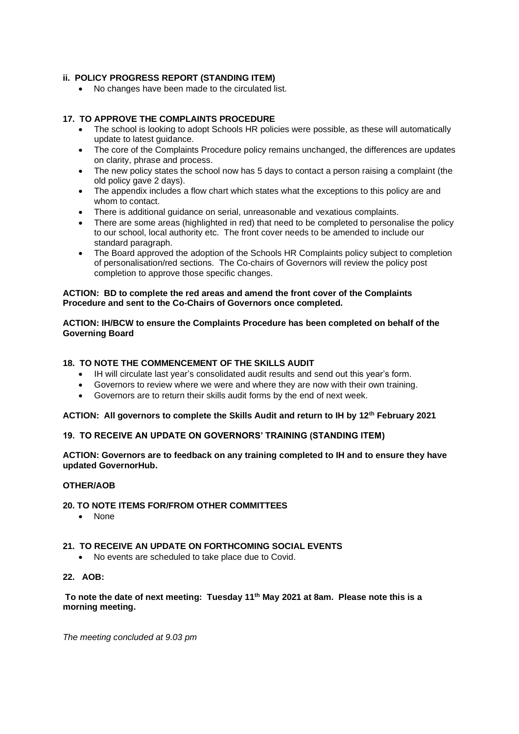### ii. POLICY PROGRESS REPORT (STANDING ITEM)

- No changes have been made to the circulated list.

### 17. TO APPROVE THE COMPLAINTS PROCEDURE

- The school is looking to adopt Schools HR policies were possible, as these will automatically update to latest guidance.
- The core of the Complaints Procedure policy remains unchanged, the differences are updates on clarity, phrase and process.
- The new policy states the school now has 5 days to contact a person raising a complaint (the old policy gave 2 days).
- The appendix includes a flow chart which states what the exceptions to this policy are and whom to contact.
- There is additional guidance on serial, unreasonable and vexatious complaints.
- There are some areas (highlighted in red) that need to be completed to personalise the policy to our school, local authority etc. The front cover needs to be amended to include our standard paragraph.
- The Board approved the adoption of the Schools HR Complaints policy subject to completion of personalisation/red sections. The Co-chairs of Governors will review the policy post completion to approve those specific changes.

**ACTION: BD to complete the red areas and amend the front cover of the Complaints Procedure and sent to the Co-Chairs of Governors once completed.**

**ACTION: IH/BCW to ensure the Complaints Procedure has been completed on behalf of the Governing Board**

### 18. TO NOTE THE COMMENCEMENT OF THE SKILLS AUDIT

- IH will circulate last year's consolidated audit results and send out this year's form.
- Governors to review where we were and where they are now with their own training.
- Governors are to return their skills audit forms by the end of next week.

**ACTION: All governors to complete the Skills Audit and return to IH by 12th February 2021**

### 19. TO RECEIVE AN UPDATE ON GOVERNORS' TRAINING (STANDING ITEM)

**ACTION: Governors are to feedback on any training completed to IH and to ensure they have updated GovernorHub.**

### OTHER/AOB

### 20. TO NOTE ITEMS FOR/FROM OTHER COMMITTEES

- None

### 21. TO RECEIVE AN UPDATE ON FORTHCOMING SOCIAL EVENTS

- No events are scheduled to take place due to Covid.

### 22. AOB:

**To note the date of next meeting: Tuesday 11th May 2021 at 8am. Please note this is a morning meeting.**

*The meeting concluded at 9.03 pm*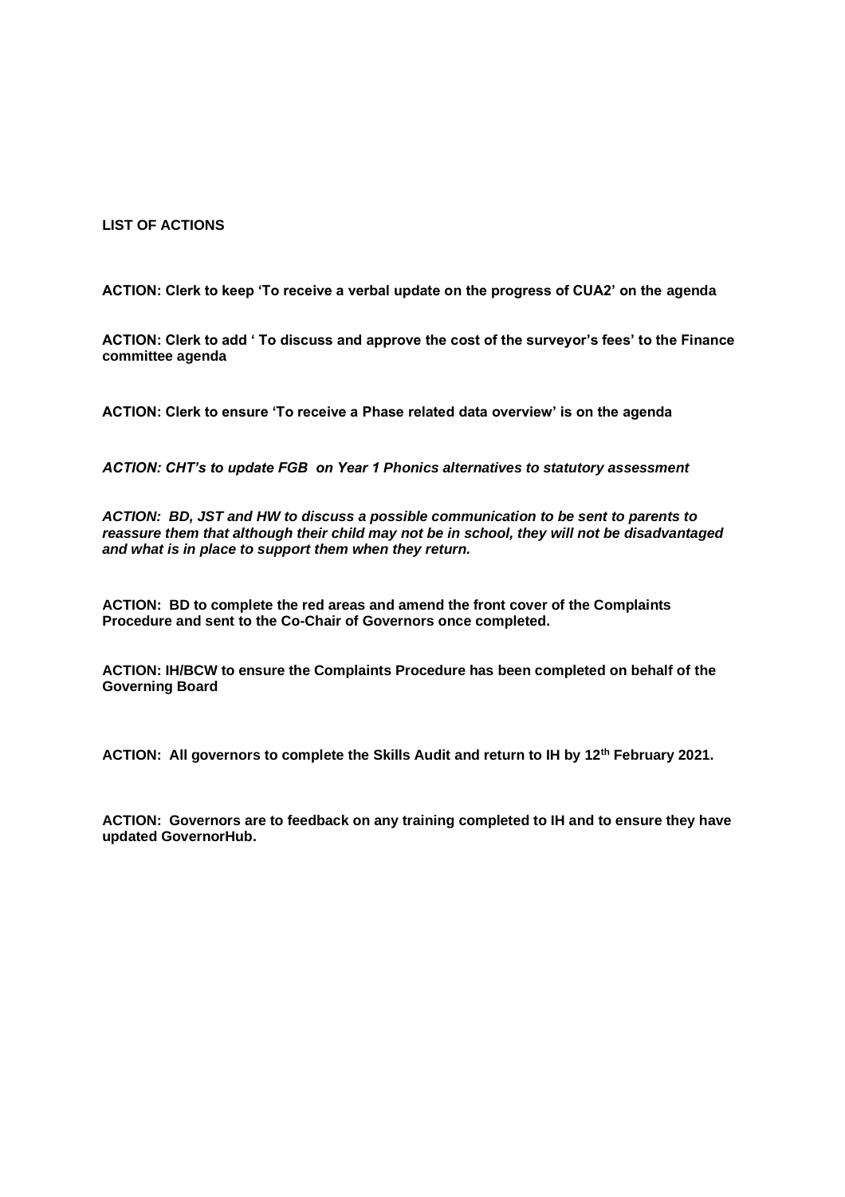**LIST OF ACTIONS**

**ACTION: Clerk to keep 'To receive a verbal update on the progress of CUA2' on the agenda**

**ACTION: Clerk to add ' To discuss and approve the cost of the surveyor's fees' to the Finance committee agenda**

**ACTION: Clerk to ensure 'To receive a Phase related data overview' is on the agenda**

***ACTION: CHT's to update FGB on Year 1 Phonics alternatives to statutory assessment***

***ACTION: BD, JST and HW to discuss a possible communication to be sent to parents to reassure them that although their child may not be in school, they will not be disadvantaged and what is in place to support them when they return.***

**ACTION: BD to complete the red areas and amend the front cover of the Complaints Procedure and sent to the Co-Chair of Governors once completed.**

**ACTION: IH/BCW to ensure the Complaints Procedure has been completed on behalf of the Governing Board**

**ACTION: All governors to complete the Skills Audit and return to IH by 12th February 2021.**

**ACTION: Governors are to feedback on any training completed to IH and to ensure they have updated GovernorHub.**